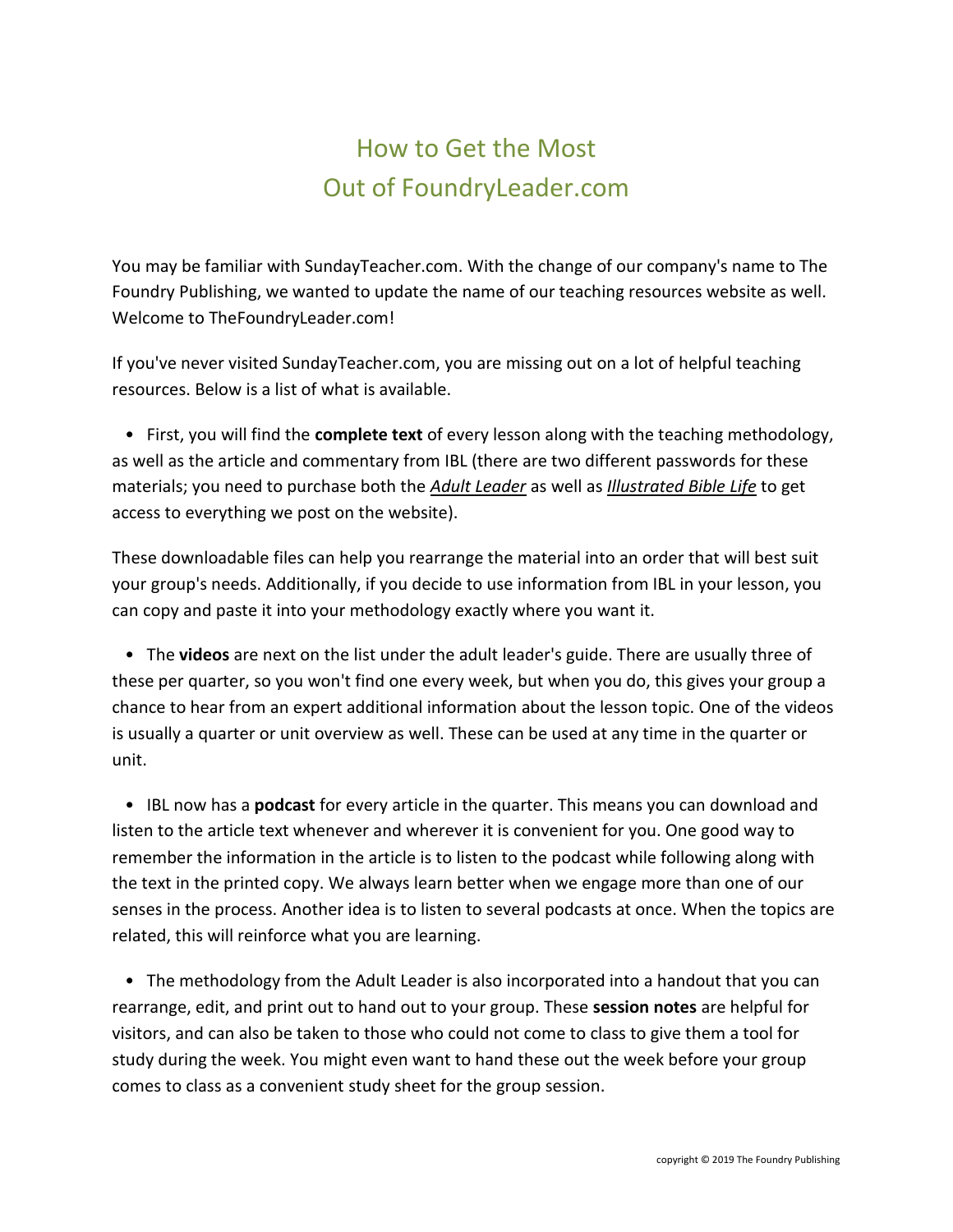# How to Get the Most Out of FoundryLeader.com

You may be familiar with SundayTeacher.com. With the change of our company's name to The Foundry Publishing, we wanted to update the name of our teaching resources website as well. Welcome to TheFoundryLeader.com!

If you've never visited SundayTeacher.com, you are missing out on a lot of helpful teaching resources. Below is a list of what is available.

- First, you will find the **complete text** of every lesson along with the teaching methodology, as well as the article and commentary from IBL (there are two different passwords for these materials; you need to purchase both the *Adult Leader* as well as *Illustrated Bible Life* to get access to everything we post on the website).

These downloadable files can help you rearrange the material into an order that will best suit your group's needs. Additionally, if you decide to use information from IBL in your lesson, you can copy and paste it into your methodology exactly where you want it.

- The **videos** are next on the list under the adult leader's guide. There are usually three of these per quarter, so you won't find one every week, but when you do, this gives your group a chance to hear from an expert additional information about the lesson topic. One of the videos is usually a quarter or unit overview as well. These can be used at any time in the quarter or unit.

- IBL now has a **podcast** for every article in the quarter. This means you can download and listen to the article text whenever and wherever it is convenient for you. One good way to remember the information in the article is to listen to the podcast while following along with the text in the printed copy. We always learn better when we engage more than one of our senses in the process. Another idea is to listen to several podcasts at once. When the topics are related, this will reinforce what you are learning.

- The methodology from the Adult Leader is also incorporated into a handout that you can rearrange, edit, and print out to hand out to your group. These **session notes** are helpful for visitors, and can also be taken to those who could not come to class to give them a tool for study during the week. You might even want to hand these out the week before your group comes to class as a convenient study sheet for the group session.

copyright © 2019 The Foundry Publishing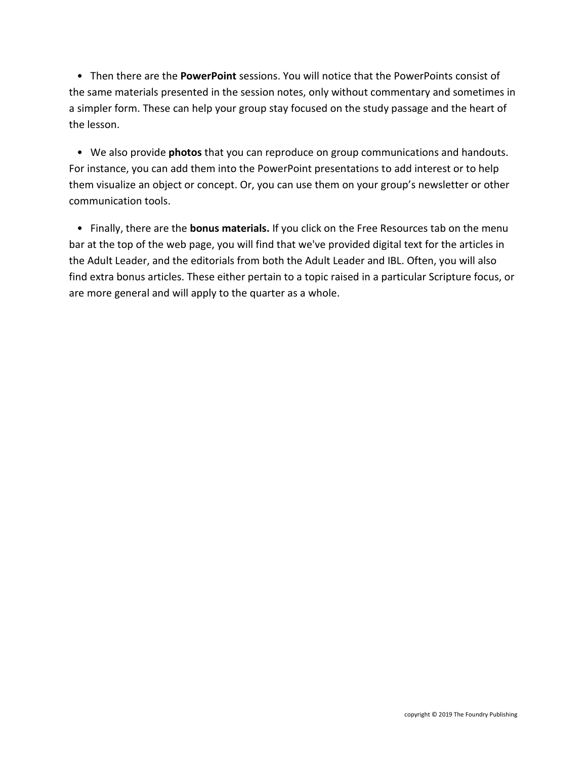- Then there are the **PowerPoint** sessions. You will notice that the PowerPoints consist of the same materials presented in the session notes, only without commentary and sometimes in a simpler form. These can help your group stay focused on the study passage and the heart of the lesson.

- We also provide **photos** that you can reproduce on group communications and handouts. For instance, you can add them into the PowerPoint presentations to add interest or to help them visualize an object or concept. Or, you can use them on your group's newsletter or other communication tools.

- Finally, there are the **bonus materials.** If you click on the Free Resources tab on the menu bar at the top of the web page, you will find that we've provided digital text for the articles in the Adult Leader, and the editorials from both the Adult Leader and IBL. Often, you will also find extra bonus articles. These either pertain to a topic raised in a particular Scripture focus, or are more general and will apply to the quarter as a whole.

copyright © 2019 The Foundry Publishing